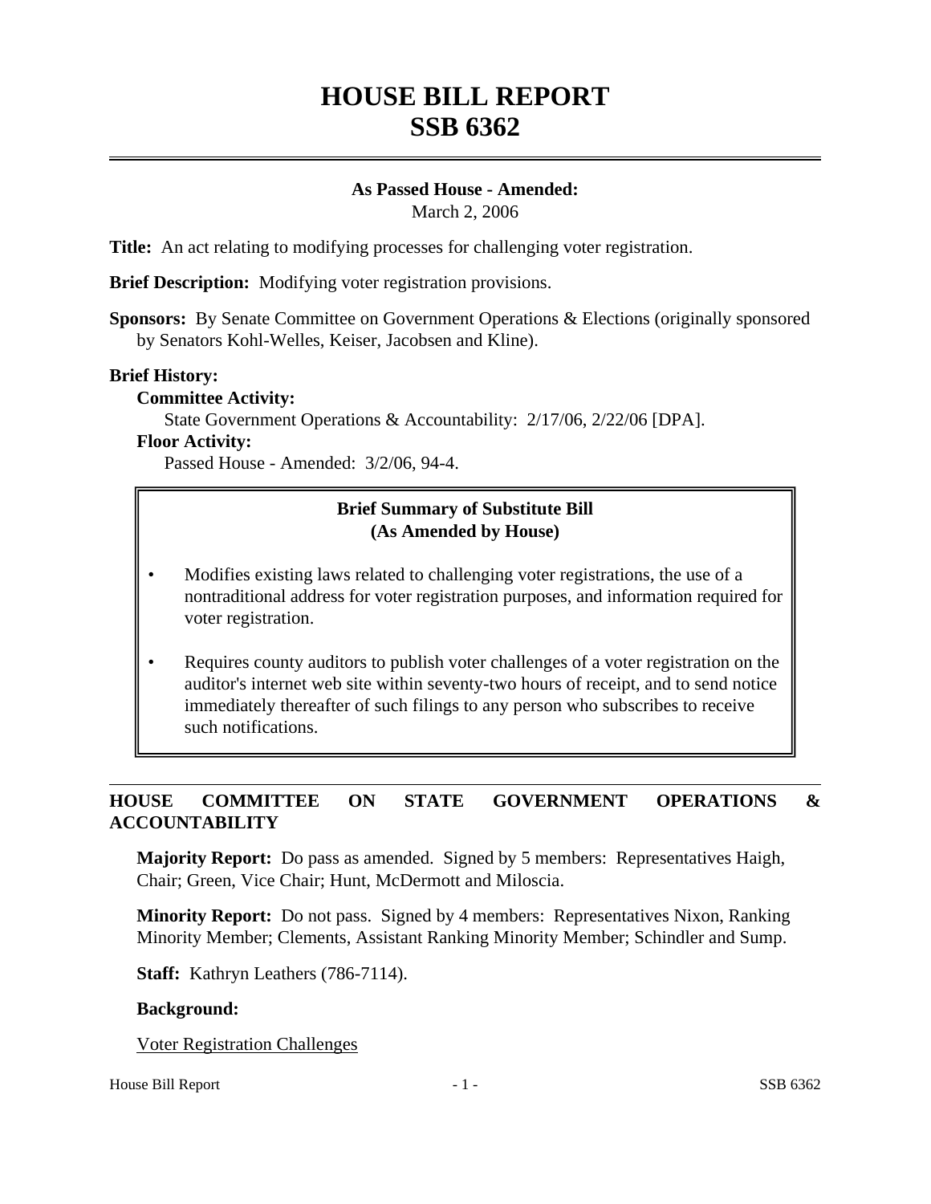# HOUSE BILL REPORT
# SSB 6362

**As Passed House - Amended:**
March 2, 2006

**Title:** An act relating to modifying processes for challenging voter registration.

**Brief Description:** Modifying voter registration provisions.

**Sponsors:** By Senate Committee on Government Operations & Elections (originally sponsored by Senators Kohl-Welles, Keiser, Jacobsen and Kline).

**Brief History:**

**Committee Activity:**

State Government Operations & Accountability: 2/17/06, 2/22/06 [DPA].

**Floor Activity:**

Passed House - Amended: 3/2/06, 94-4.

**Brief Summary of Substitute Bill**
**(As Amended by House)**

- Modifies existing laws related to challenging voter registrations, the use of a nontraditional address for voter registration purposes, and information required for voter registration.
- Requires county auditors to publish voter challenges of a voter registration on the auditor's internet web site within seventy-two hours of receipt, and to send notice immediately thereafter of such filings to any person who subscribes to receive such notifications.

## HOUSE COMMITTEE ON STATE GOVERNMENT OPERATIONS & ACCOUNTABILITY

**Majority Report:** Do pass as amended. Signed by 5 members: Representatives Haigh, Chair; Green, Vice Chair; Hunt, McDermott and Miloscia.

**Minority Report:** Do not pass. Signed by 4 members: Representatives Nixon, Ranking Minority Member; Clements, Assistant Ranking Minority Member; Schindler and Sump.

**Staff:** Kathryn Leathers (786-7114).

**Background:**

Voter Registration Challenges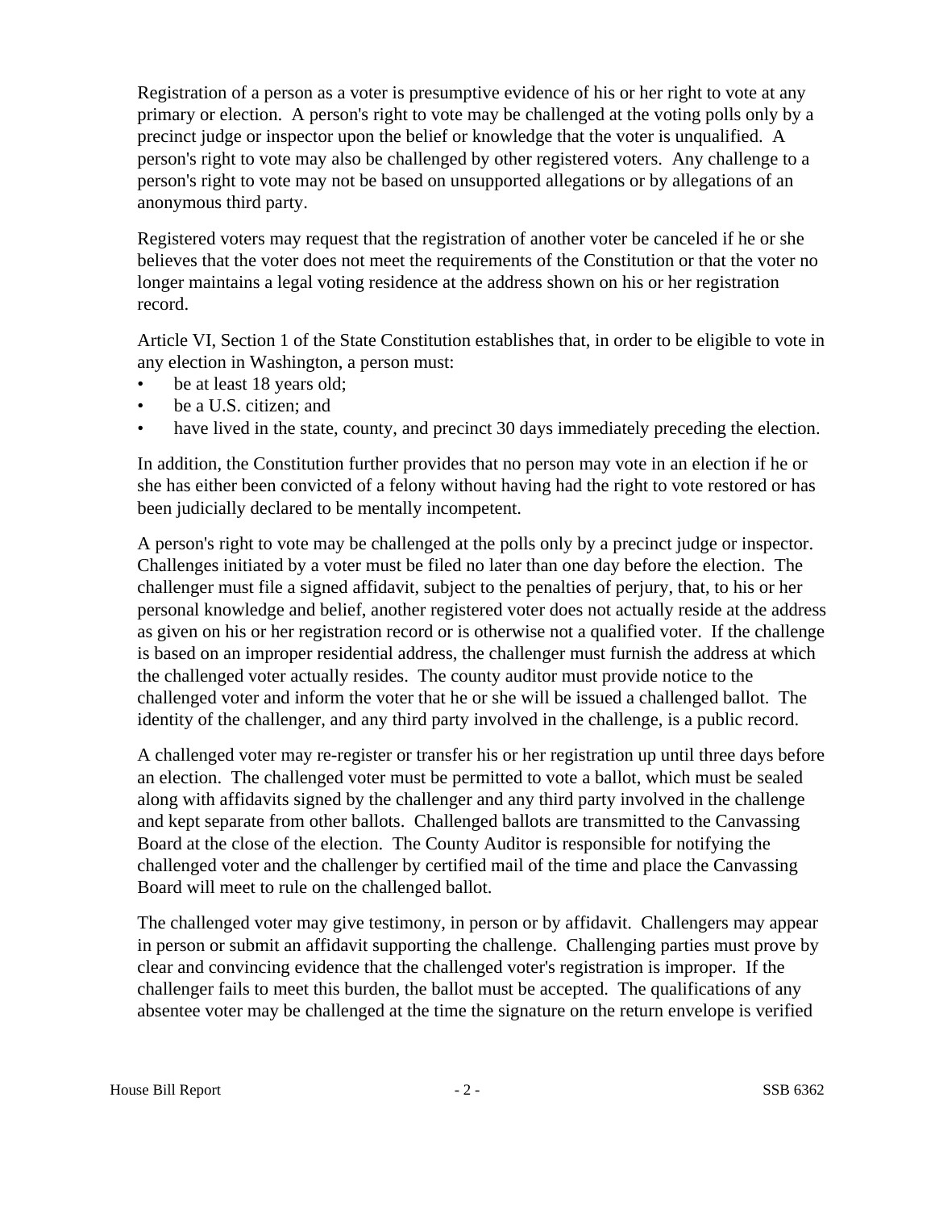Registration of a person as a voter is presumptive evidence of his or her right to vote at any primary or election. A person's right to vote may be challenged at the voting polls only by a precinct judge or inspector upon the belief or knowledge that the voter is unqualified. A person's right to vote may also be challenged by other registered voters. Any challenge to a person's right to vote may not be based on unsupported allegations or by allegations of an anonymous third party.

Registered voters may request that the registration of another voter be canceled if he or she believes that the voter does not meet the requirements of the Constitution or that the voter no longer maintains a legal voting residence at the address shown on his or her registration record.

Article VI, Section 1 of the State Constitution establishes that, in order to be eligible to vote in any election in Washington, a person must:

- be at least 18 years old;
- be a U.S. citizen; and
- have lived in the state, county, and precinct 30 days immediately preceding the election.

In addition, the Constitution further provides that no person may vote in an election if he or she has either been convicted of a felony without having had the right to vote restored or has been judicially declared to be mentally incompetent.

A person's right to vote may be challenged at the polls only by a precinct judge or inspector. Challenges initiated by a voter must be filed no later than one day before the election. The challenger must file a signed affidavit, subject to the penalties of perjury, that, to his or her personal knowledge and belief, another registered voter does not actually reside at the address as given on his or her registration record or is otherwise not a qualified voter. If the challenge is based on an improper residential address, the challenger must furnish the address at which the challenged voter actually resides. The county auditor must provide notice to the challenged voter and inform the voter that he or she will be issued a challenged ballot. The identity of the challenger, and any third party involved in the challenge, is a public record.

A challenged voter may re-register or transfer his or her registration up until three days before an election. The challenged voter must be permitted to vote a ballot, which must be sealed along with affidavits signed by the challenger and any third party involved in the challenge and kept separate from other ballots. Challenged ballots are transmitted to the Canvassing Board at the close of the election. The County Auditor is responsible for notifying the challenged voter and the challenger by certified mail of the time and place the Canvassing Board will meet to rule on the challenged ballot.

The challenged voter may give testimony, in person or by affidavit. Challengers may appear in person or submit an affidavit supporting the challenge. Challenging parties must prove by clear and convincing evidence that the challenged voter's registration is improper. If the challenger fails to meet this burden, the ballot must be accepted. The qualifications of any absentee voter may be challenged at the time the signature on the return envelope is verified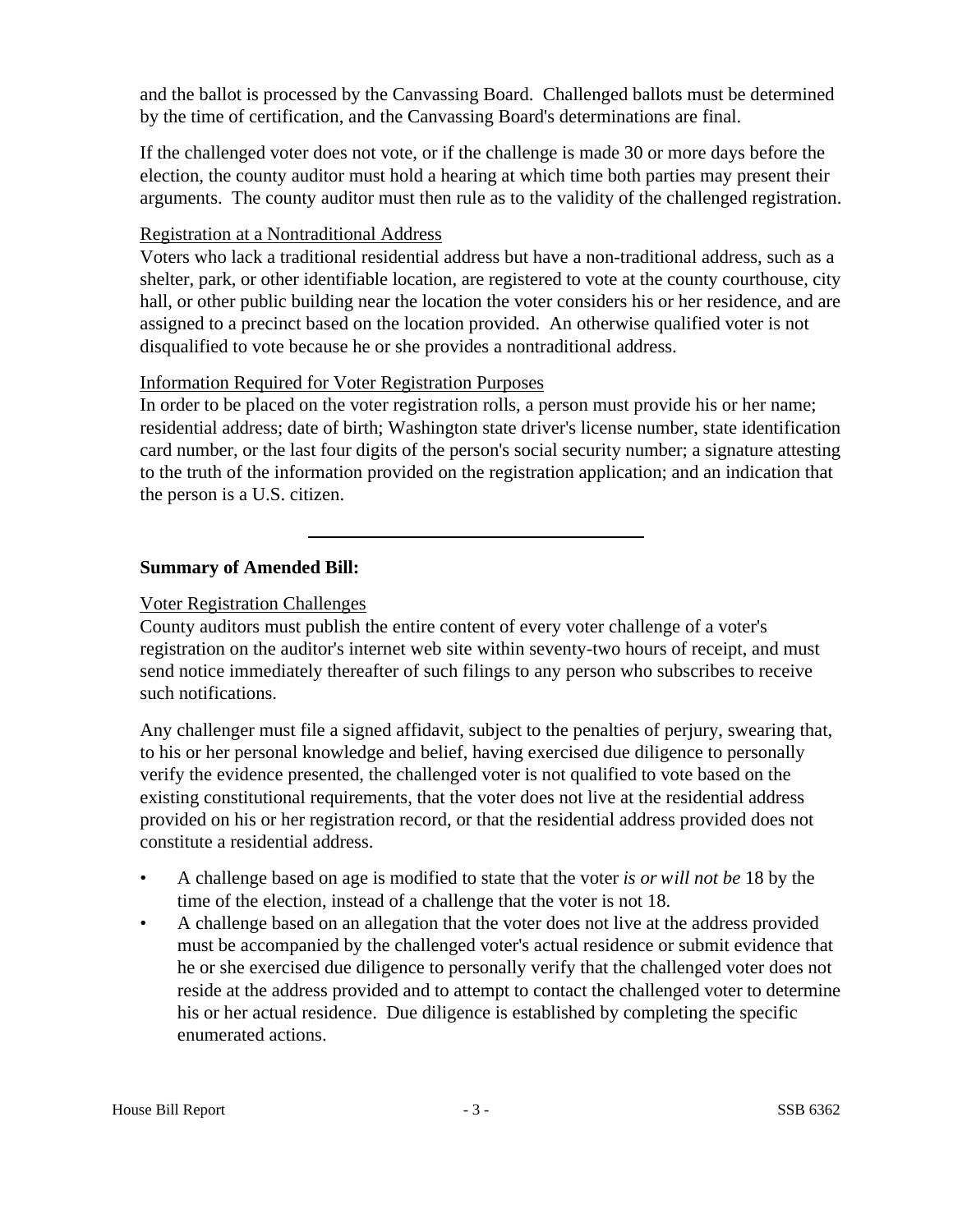and the ballot is processed by the Canvassing Board. Challenged ballots must be determined by the time of certification, and the Canvassing Board's determinations are final.

If the challenged voter does not vote, or if the challenge is made 30 or more days before the election, the county auditor must hold a hearing at which time both parties may present their arguments. The county auditor must then rule as to the validity of the challenged registration.

Registration at a Nontraditional Address

Voters who lack a traditional residential address but have a non-traditional address, such as a shelter, park, or other identifiable location, are registered to vote at the county courthouse, city hall, or other public building near the location the voter considers his or her residence, and are assigned to a precinct based on the location provided. An otherwise qualified voter is not disqualified to vote because he or she provides a nontraditional address.

Information Required for Voter Registration Purposes

In order to be placed on the voter registration rolls, a person must provide his or her name; residential address; date of birth; Washington state driver's license number, state identification card number, or the last four digits of the person's social security number; a signature attesting to the truth of the information provided on the registration application; and an indication that the person is a U.S. citizen.

---

**Summary of Amended Bill:**

Voter Registration Challenges

County auditors must publish the entire content of every voter challenge of a voter's registration on the auditor's internet web site within seventy-two hours of receipt, and must send notice immediately thereafter of such filings to any person who subscribes to receive such notifications.

Any challenger must file a signed affidavit, subject to the penalties of perjury, swearing that, to his or her personal knowledge and belief, having exercised due diligence to personally verify the evidence presented, the challenged voter is not qualified to vote based on the existing constitutional requirements, that the voter does not live at the residential address provided on his or her registration record, or that the residential address provided does not constitute a residential address.

- A challenge based on age is modified to state that the voter *is or will not be* 18 by the time of the election, instead of a challenge that the voter is not 18.
- A challenge based on an allegation that the voter does not live at the address provided must be accompanied by the challenged voter's actual residence or submit evidence that he or she exercised due diligence to personally verify that the challenged voter does not reside at the address provided and to attempt to contact the challenged voter to determine his or her actual residence. Due diligence is established by completing the specific enumerated actions.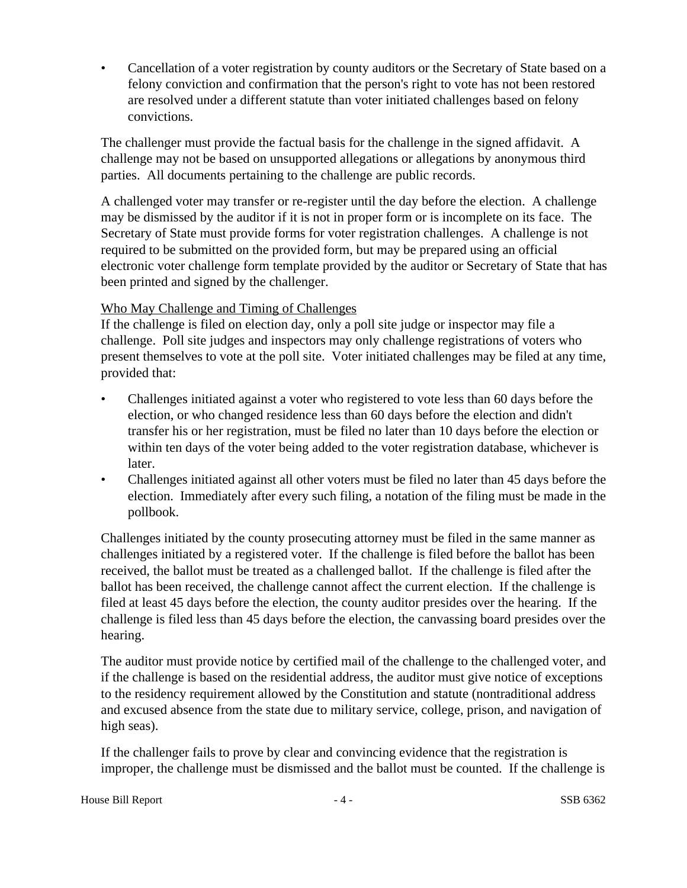- Cancellation of a voter registration by county auditors or the Secretary of State based on a felony conviction and confirmation that the person's right to vote has not been restored are resolved under a different statute than voter initiated challenges based on felony convictions.

The challenger must provide the factual basis for the challenge in the signed affidavit. A challenge may not be based on unsupported allegations or allegations by anonymous third parties. All documents pertaining to the challenge are public records.

A challenged voter may transfer or re-register until the day before the election. A challenge may be dismissed by the auditor if it is not in proper form or is incomplete on its face. The Secretary of State must provide forms for voter registration challenges. A challenge is not required to be submitted on the provided form, but may be prepared using an official electronic voter challenge form template provided by the auditor or Secretary of State that has been printed and signed by the challenger.

Who May Challenge and Timing of Challenges

If the challenge is filed on election day, only a poll site judge or inspector may file a challenge. Poll site judges and inspectors may only challenge registrations of voters who present themselves to vote at the poll site. Voter initiated challenges may be filed at any time, provided that:

- Challenges initiated against a voter who registered to vote less than 60 days before the election, or who changed residence less than 60 days before the election and didn't transfer his or her registration, must be filed no later than 10 days before the election or within ten days of the voter being added to the voter registration database, whichever is later.
- Challenges initiated against all other voters must be filed no later than 45 days before the election. Immediately after every such filing, a notation of the filing must be made in the pollbook.

Challenges initiated by the county prosecuting attorney must be filed in the same manner as challenges initiated by a registered voter. If the challenge is filed before the ballot has been received, the ballot must be treated as a challenged ballot. If the challenge is filed after the ballot has been received, the challenge cannot affect the current election. If the challenge is filed at least 45 days before the election, the county auditor presides over the hearing. If the challenge is filed less than 45 days before the election, the canvassing board presides over the hearing.

The auditor must provide notice by certified mail of the challenge to the challenged voter, and if the challenge is based on the residential address, the auditor must give notice of exceptions to the residency requirement allowed by the Constitution and statute (nontraditional address and excused absence from the state due to military service, college, prison, and navigation of high seas).

If the challenger fails to prove by clear and convincing evidence that the registration is improper, the challenge must be dismissed and the ballot must be counted. If the challenge is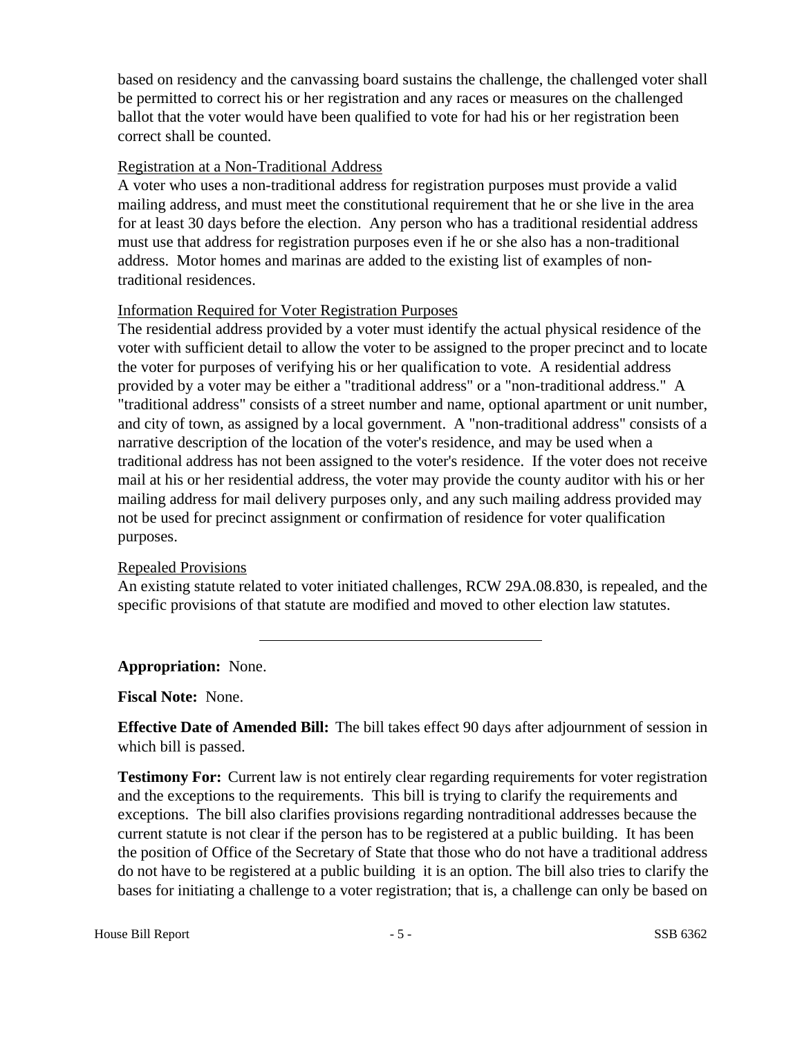based on residency and the canvassing board sustains the challenge, the challenged voter shall be permitted to correct his or her registration and any races or measures on the challenged ballot that the voter would have been qualified to vote for had his or her registration been correct shall be counted.

Registration at a Non-Traditional Address

A voter who uses a non-traditional address for registration purposes must provide a valid mailing address, and must meet the constitutional requirement that he or she live in the area for at least 30 days before the election. Any person who has a traditional residential address must use that address for registration purposes even if he or she also has a non-traditional address. Motor homes and marinas are added to the existing list of examples of non-traditional residences.

Information Required for Voter Registration Purposes

The residential address provided by a voter must identify the actual physical residence of the voter with sufficient detail to allow the voter to be assigned to the proper precinct and to locate the voter for purposes of verifying his or her qualification to vote. A residential address provided by a voter may be either a "traditional address" or a "non-traditional address." A "traditional address" consists of a street number and name, optional apartment or unit number, and city of town, as assigned by a local government. A "non-traditional address" consists of a narrative description of the location of the voter's residence, and may be used when a traditional address has not been assigned to the voter's residence. If the voter does not receive mail at his or her residential address, the voter may provide the county auditor with his or her mailing address for mail delivery purposes only, and any such mailing address provided may not be used for precinct assignment or confirmation of residence for voter qualification purposes.

Repealed Provisions

An existing statute related to voter initiated challenges, RCW 29A.08.830, is repealed, and the specific provisions of that statute are modified and moved to other election law statutes.

---

**Appropriation:** None.

**Fiscal Note:** None.

**Effective Date of Amended Bill:** The bill takes effect 90 days after adjournment of session in which bill is passed.

**Testimony For:** Current law is not entirely clear regarding requirements for voter registration and the exceptions to the requirements. This bill is trying to clarify the requirements and exceptions. The bill also clarifies provisions regarding nontraditional addresses because the current statute is not clear if the person has to be registered at a public building. It has been the position of Office of the Secretary of State that those who do not have a traditional address do not have to be registered at a public building it is an option. The bill also tries to clarify the bases for initiating a challenge to a voter registration; that is, a challenge can only be based on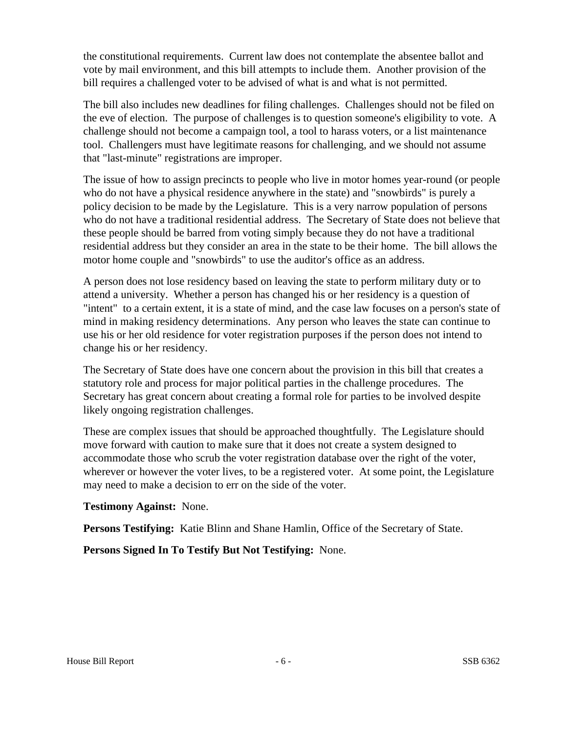the constitutional requirements. Current law does not contemplate the absentee ballot and vote by mail environment, and this bill attempts to include them. Another provision of the bill requires a challenged voter to be advised of what is and what is not permitted.

The bill also includes new deadlines for filing challenges. Challenges should not be filed on the eve of election. The purpose of challenges is to question someone's eligibility to vote. A challenge should not become a campaign tool, a tool to harass voters, or a list maintenance tool. Challengers must have legitimate reasons for challenging, and we should not assume that "last-minute" registrations are improper.

The issue of how to assign precincts to people who live in motor homes year-round (or people who do not have a physical residence anywhere in the state) and "snowbirds" is purely a policy decision to be made by the Legislature. This is a very narrow population of persons who do not have a traditional residential address. The Secretary of State does not believe that these people should be barred from voting simply because they do not have a traditional residential address but they consider an area in the state to be their home. The bill allows the motor home couple and "snowbirds" to use the auditor's office as an address.

A person does not lose residency based on leaving the state to perform military duty or to attend a university. Whether a person has changed his or her residency is a question of "intent" to a certain extent, it is a state of mind, and the case law focuses on a person's state of mind in making residency determinations. Any person who leaves the state can continue to use his or her old residence for voter registration purposes if the person does not intend to change his or her residency.

The Secretary of State does have one concern about the provision in this bill that creates a statutory role and process for major political parties in the challenge procedures. The Secretary has great concern about creating a formal role for parties to be involved despite likely ongoing registration challenges.

These are complex issues that should be approached thoughtfully. The Legislature should move forward with caution to make sure that it does not create a system designed to accommodate those who scrub the voter registration database over the right of the voter, wherever or however the voter lives, to be a registered voter. At some point, the Legislature may need to make a decision to err on the side of the voter.

**Testimony Against:** None.

**Persons Testifying:** Katie Blinn and Shane Hamlin, Office of the Secretary of State.

**Persons Signed In To Testify But Not Testifying:** None.